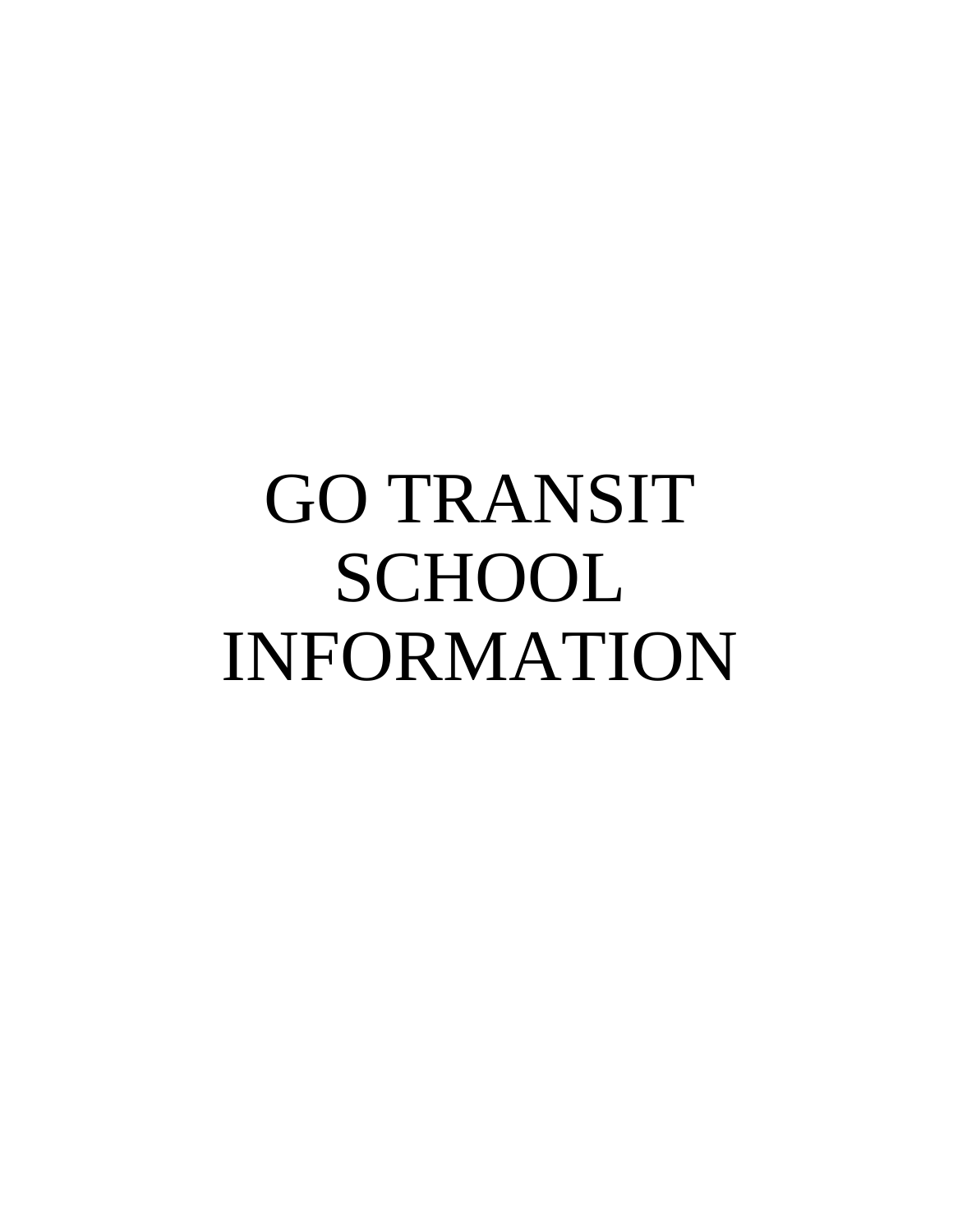# GO TRANSIT SCHOOL INFORMATION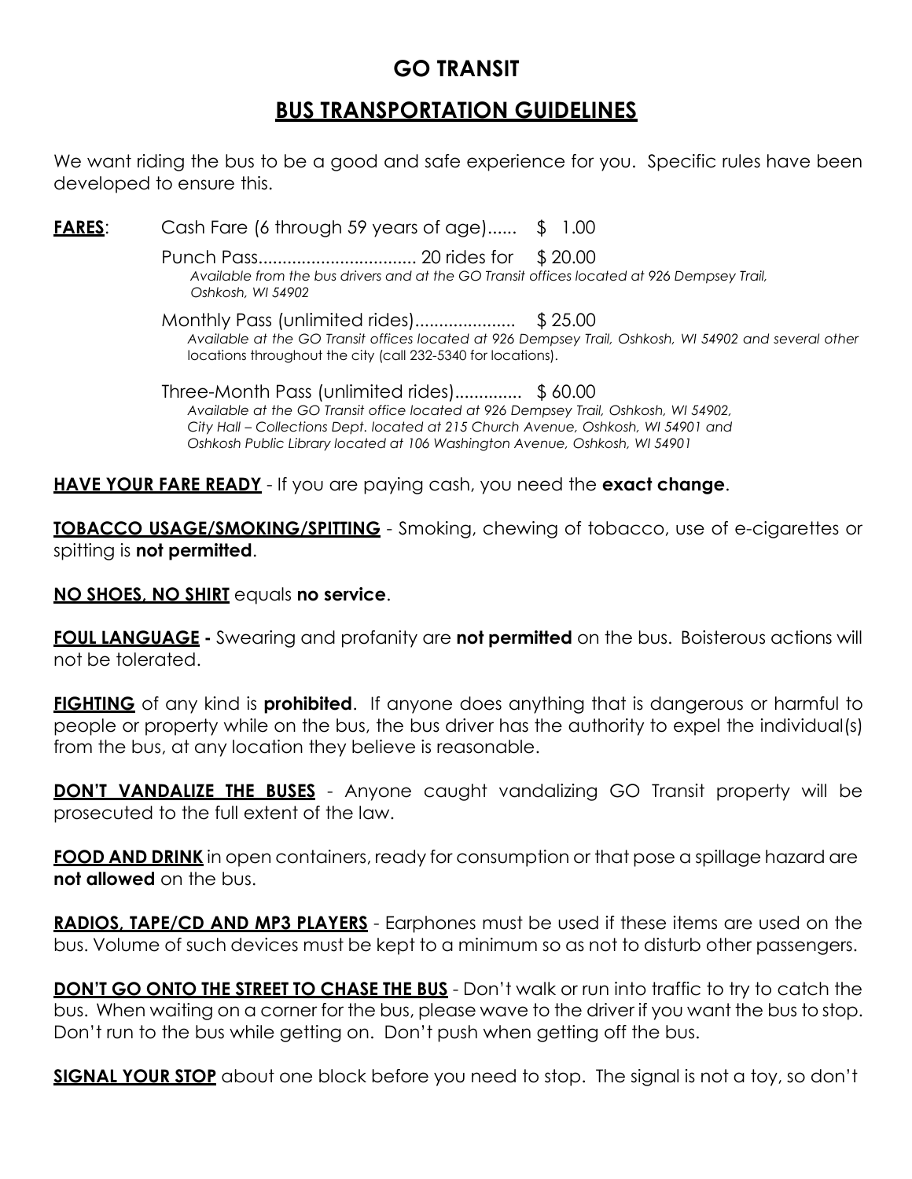# GO TRANSIT

## BUS TRANSPORTATION GUIDELINES

We want riding the bus to be a good and safe experience for you. Specific rules have been developed to ensure this.

**FARES**:

Cash Fare (6 through 59 years of age)...... $ 1.00

Punch Pass................................. 20 rides for $ 20.00
*Available from the bus drivers and at the GO Transit offices located at 926 Dempsey Trail, Oshkosh, WI 54902*

Monthly Pass (unlimited rides)..................... $ 25.00
*Available at the GO Transit offices located at 926 Dempsey Trail, Oshkosh, WI 54902 and several other* locations throughout the city (call 232-5340 for locations).

Three-Month Pass (unlimited rides).............. $ 60.00
*Available at the GO Transit office located at 926 Dempsey Trail, Oshkosh, WI 54902, City Hall – Collections Dept. located at 215 Church Avenue, Oshkosh, WI 54901 and Oshkosh Public Library located at 106 Washington Avenue, Oshkosh, WI 54901*

**HAVE YOUR FARE READY** - If you are paying cash, you need the **exact change**.

**TOBACCO USAGE/SMOKING/SPITTING** - Smoking, chewing of tobacco, use of e-cigarettes or spitting is **not permitted**.

**NO SHOES, NO SHIRT** equals **no service**.

**FOUL LANGUAGE -** Swearing and profanity are **not permitted** on the bus. Boisterous actions will not be tolerated.

**FIGHTING** of any kind is **prohibited**. If anyone does anything that is dangerous or harmful to people or property while on the bus, the bus driver has the authority to expel the individual(s) from the bus, at any location they believe is reasonable.

**DON'T VANDALIZE THE BUSES** - Anyone caught vandalizing GO Transit property will be prosecuted to the full extent of the law.

**FOOD AND DRINK** in open containers, ready for consumption or that pose a spillage hazard are **not allowed** on the bus.

**RADIOS, TAPE/CD AND MP3 PLAYERS** - Earphones must be used if these items are used on the bus. Volume of such devices must be kept to a minimum so as not to disturb other passengers.

**DON'T GO ONTO THE STREET TO CHASE THE BUS** - Don't walk or run into traffic to try to catch the bus. When waiting on a corner for the bus, please wave to the driver if you want the bus to stop. Don't run to the bus while getting on. Don't push when getting off the bus.

**SIGNAL YOUR STOP** about one block before you need to stop. The signal is not a toy, so don't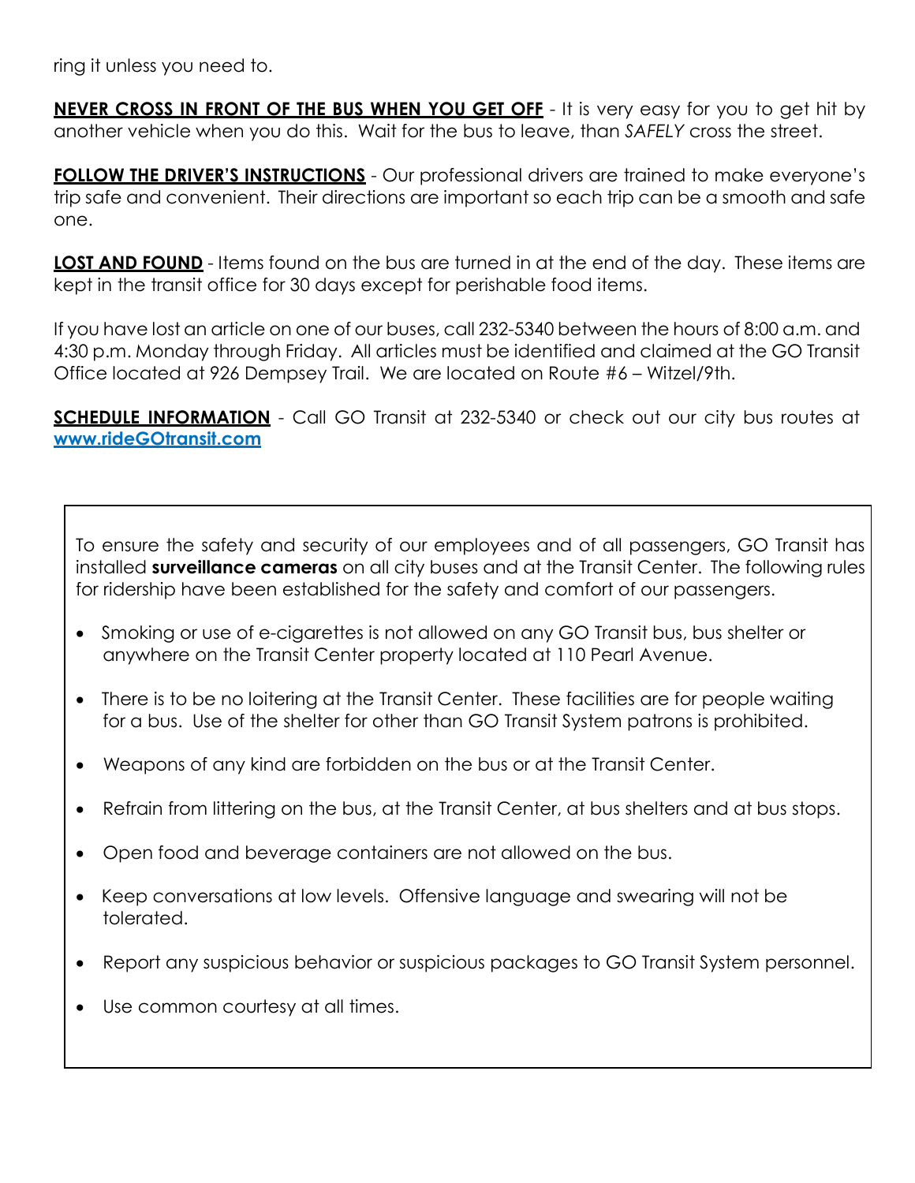ring it unless you need to.

**NEVER CROSS IN FRONT OF THE BUS WHEN YOU GET OFF** - It is very easy for you to get hit by another vehicle when you do this. Wait for the bus to leave, than *SAFELY* cross the street.

**FOLLOW THE DRIVER'S INSTRUCTIONS** - Our professional drivers are trained to make everyone's trip safe and convenient. Their directions are important so each trip can be a smooth and safe one.

**LOST AND FOUND** - Items found on the bus are turned in at the end of the day. These items are kept in the transit office for 30 days except for perishable food items.

If you have lost an article on one of our buses, call 232-5340 between the hours of 8:00 a.m. and 4:30 p.m. Monday through Friday. All articles must be identified and claimed at the GO Transit Office located at 926 Dempsey Trail. We are located on Route #6 – Witzel/9th.

**SCHEDULE INFORMATION** - Call GO Transit at 232-5340 or check out our city bus routes at [www.rideGOtransit.com](http://www.rideGOtransit.com)

To ensure the safety and security of our employees and of all passengers, GO Transit has installed **surveillance cameras** on all city buses and at the Transit Center. The following rules for ridership have been established for the safety and comfort of our passengers.

- Smoking or use of e-cigarettes is not allowed on any GO Transit bus, bus shelter or anywhere on the Transit Center property located at 110 Pearl Avenue.
- There is to be no loitering at the Transit Center. These facilities are for people waiting for a bus. Use of the shelter for other than GO Transit System patrons is prohibited.
- Weapons of any kind are forbidden on the bus or at the Transit Center.
- Refrain from littering on the bus, at the Transit Center, at bus shelters and at bus stops.
- Open food and beverage containers are not allowed on the bus.
- Keep conversations at low levels. Offensive language and swearing will not be tolerated.
- Report any suspicious behavior or suspicious packages to GO Transit System personnel.
- Use common courtesy at all times.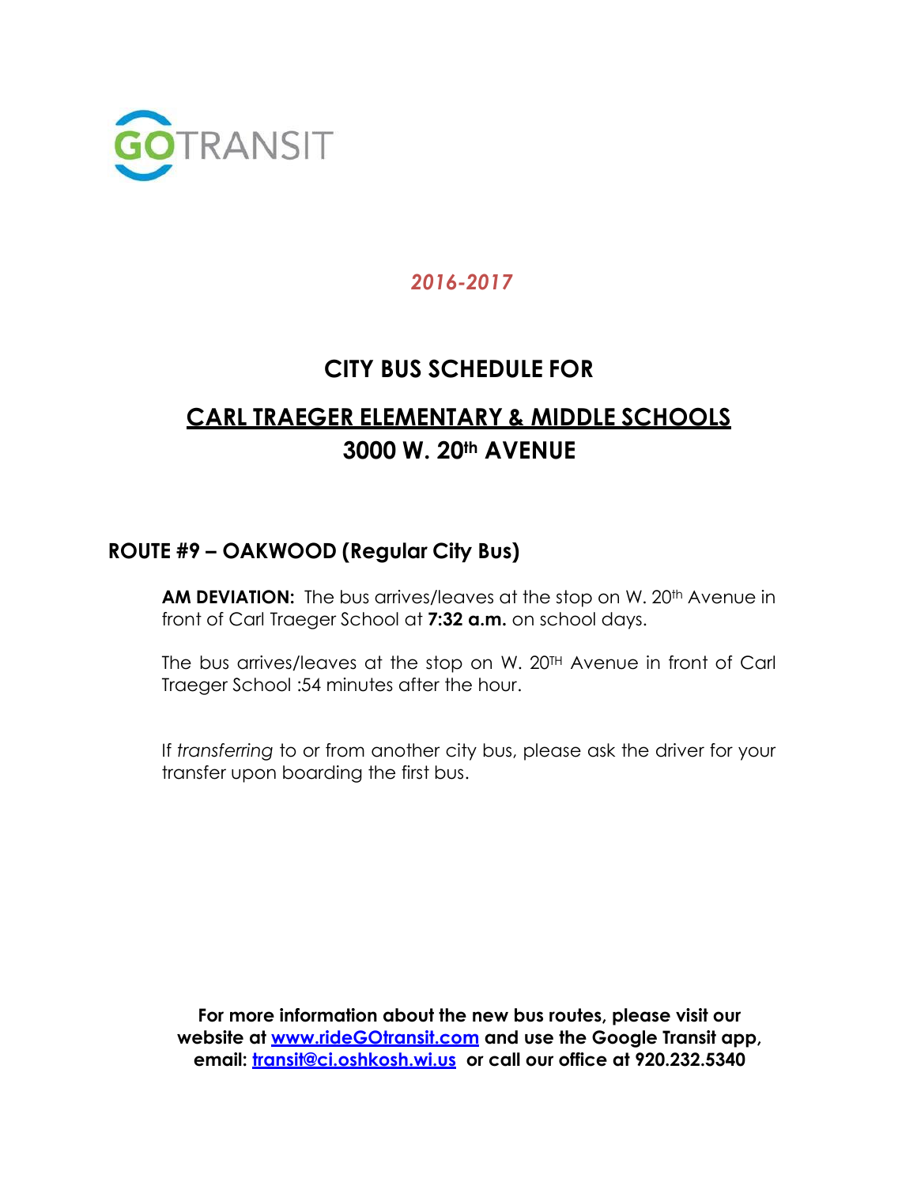GOTRANSIT

*2016-2017*

# CITY BUS SCHEDULE FOR

# CARL TRAEGER ELEMENTARY & MIDDLE SCHOOLS
# 3000 W. 20th AVENUE

## ROUTE #9 – OAKWOOD (Regular City Bus)

**AM DEVIATION:** The bus arrives/leaves at the stop on W. 20th Avenue in front of Carl Traeger School at **7:32 a.m.** on school days.

The bus arrives/leaves at the stop on W. 20TH Avenue in front of Carl Traeger School :54 minutes after the hour.

If *transferring* to or from another city bus, please ask the driver for your transfer upon boarding the first bus.

**For more information about the new bus routes, please visit our website at www.rideGOtransit.com and use the Google Transit app, email: transit@ci.oshkosh.wi.us or call our office at 920.232.5340**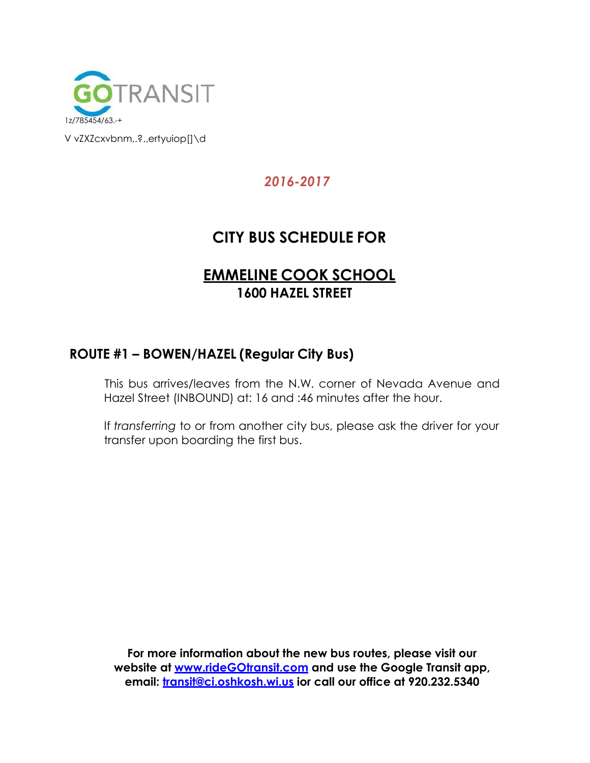GOTRANSIT

1z/785454/63.-+

V vZXZcxvbnm,.?.,ertyuiop[]\d

*2016-2017*

## CITY BUS SCHEDULE FOR

## <u>EMMELINE COOK SCHOOL</u>

### 1600 HAZEL STREET

### ROUTE #1 – BOWEN/HAZEL (Regular City Bus)

This bus arrives/leaves from the N.W. corner of Nevada Avenue and Hazel Street (INBOUND) at: 16 and :46 minutes after the hour.

If *transferring* to or from another city bus, please ask the driver for your transfer upon boarding the first bus.

**For more information about the new bus routes, please visit our website at [www.rideGOtransit.com](http://www.rideGOtransit.com) and use the Google Transit app, email: [transit@ci.oshkosh.wi.us](mailto:transit@ci.oshkosh.wi.us) ior call our office at 920.232.5340**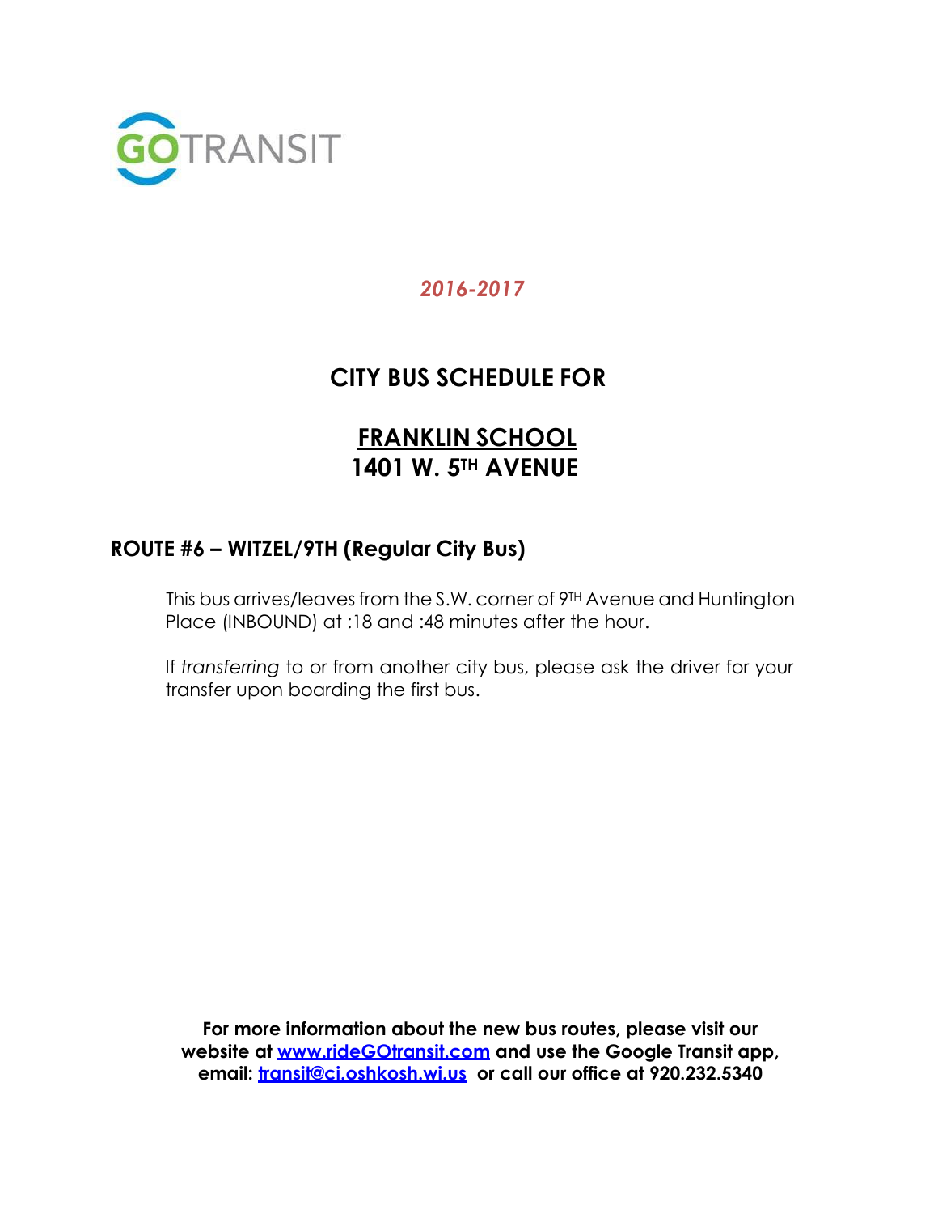GOTRANSIT

*2016-2017*

# CITY BUS SCHEDULE FOR

# FRANKLIN SCHOOL
# 1401 W. 5TH AVENUE

## ROUTE #6 – WITZEL/9TH (Regular City Bus)

This bus arrives/leaves from the S.W. corner of 9TH Avenue and Huntington Place (INBOUND) at :18 and :48 minutes after the hour.

If *transferring* to or from another city bus, please ask the driver for your transfer upon boarding the first bus.

**For more information about the new bus routes, please visit our website at www.rideGOtransit.com and use the Google Transit app, email: transit@ci.oshkosh.wi.us or call our office at 920.232.5340**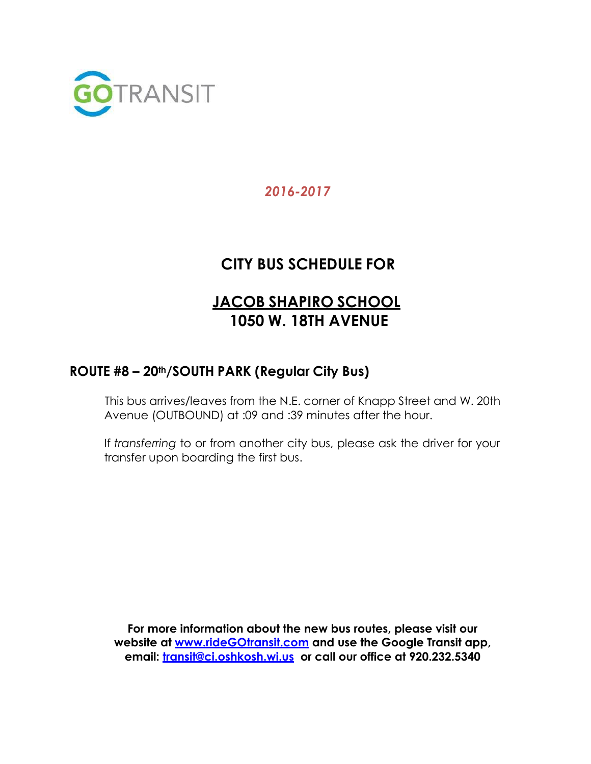GOTRANSIT

*2016-2017*

# CITY BUS SCHEDULE FOR

## JACOB SHAPIRO SCHOOL
## 1050 W. 18TH AVENUE

### ROUTE #8 – 20th/SOUTH PARK (Regular City Bus)

This bus arrives/leaves from the N.E. corner of Knapp Street and W. 20th Avenue (OUTBOUND) at :09 and :39 minutes after the hour.

If *transferring* to or from another city bus, please ask the driver for your transfer upon boarding the first bus.

**For more information about the new bus routes, please visit our website at [www.rideGOtransit.com](http://www.rideGOtransit.com) and use the Google Transit app, email: [transit@ci.oshkosh.wi.us](mailto:transit@ci.oshkosh.wi.us) or call our office at 920.232.5340**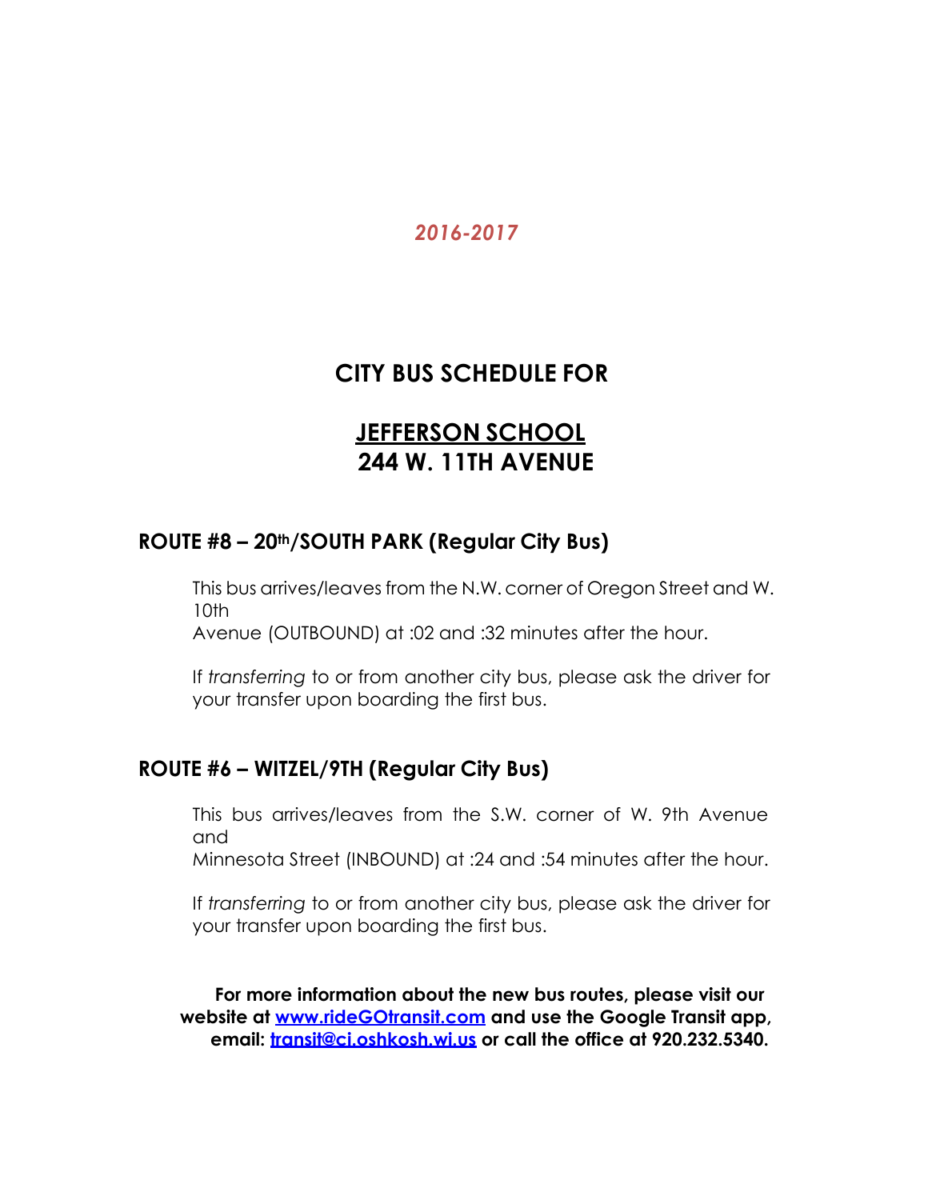*2016-2017*

# CITY BUS SCHEDULE FOR

# JEFFERSON SCHOOL
# 244 W. 11TH AVENUE

## ROUTE #8 – 20th/SOUTH PARK (Regular City Bus)

This bus arrives/leaves from the N.W. corner of Oregon Street and W. 10th Avenue (OUTBOUND) at :02 and :32 minutes after the hour.

If *transferring* to or from another city bus, please ask the driver for your transfer upon boarding the first bus.

## ROUTE #6 – WITZEL/9TH (Regular City Bus)

This bus arrives/leaves from the S.W. corner of W. 9th Avenue and Minnesota Street (INBOUND) at :24 and :54 minutes after the hour.

If *transferring* to or from another city bus, please ask the driver for your transfer upon boarding the first bus.

**For more information about the new bus routes, please visit our website at [www.rideGOtransit.com](http://www.rideGOtransit.com) and use the Google Transit app, email: [transit@ci.oshkosh.wi.us](mailto:transit@ci.oshkosh.wi.us) or call the office at 920.232.5340.**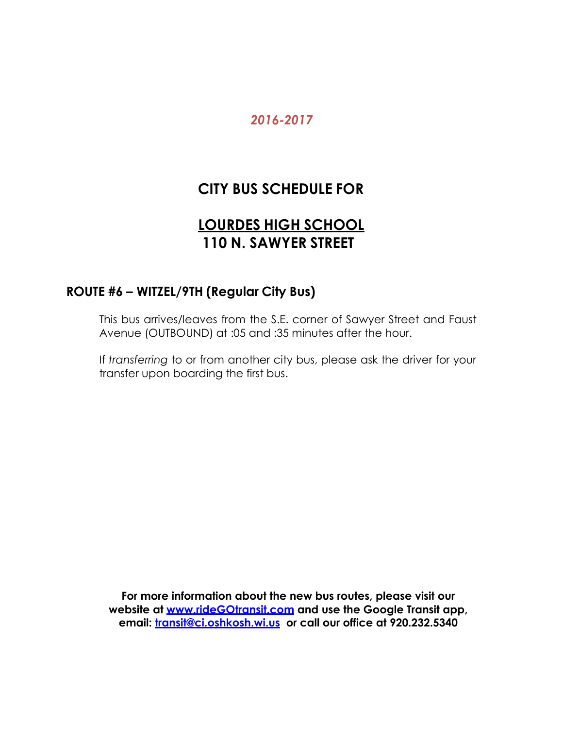*2016-2017*

# CITY BUS SCHEDULE FOR

# LOURDES HIGH SCHOOL
# 110 N. SAWYER STREET

## ROUTE #6 – WITZEL/9TH (Regular City Bus)

This bus arrives/leaves from the S.E. corner of Sawyer Street and Faust Avenue (OUTBOUND) at :05 and :35 minutes after the hour.

If *transferring* to or from another city bus, please ask the driver for your transfer upon boarding the first bus.

**For more information about the new bus routes, please visit our website at [www.rideGOtransit.com](http://www.rideGOtransit.com) and use the Google Transit app, email: [transit@ci.oshkosh.wi.us](mailto:transit@ci.oshkosh.wi.us) or call our office at 920.232.5340**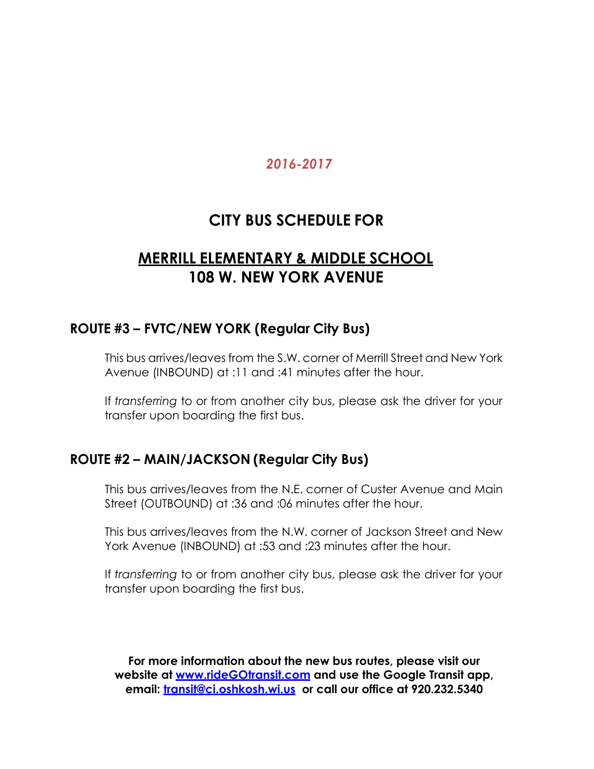*2016-2017*

# CITY BUS SCHEDULE FOR

# MERRILL ELEMENTARY & MIDDLE SCHOOL
# 108 W. NEW YORK AVENUE

## ROUTE #3 – FVTC/NEW YORK (Regular City Bus)

This bus arrives/leaves from the S.W. corner of Merrill Street and New York Avenue (INBOUND) at :11 and :41 minutes after the hour.

If *transferring* to or from another city bus, please ask the driver for your transfer upon boarding the first bus.

## ROUTE #2 – MAIN/JACKSON (Regular City Bus)

This bus arrives/leaves from the N.E. corner of Custer Avenue and Main Street (OUTBOUND) at :36 and :06 minutes after the hour.

This bus arrives/leaves from the N.W. corner of Jackson Street and New York Avenue (INBOUND) at :53 and :23 minutes after the hour.

If *transferring* to or from another city bus, please ask the driver for your transfer upon boarding the first bus.

**For more information about the new bus routes, please visit our website at [www.rideGOtransit.com](http://www.rideGOtransit.com) and use the Google Transit app, email: [transit@ci.oshkosh.wi.us](mailto:transit@ci.oshkosh.wi.us) or call our office at 920.232.5340**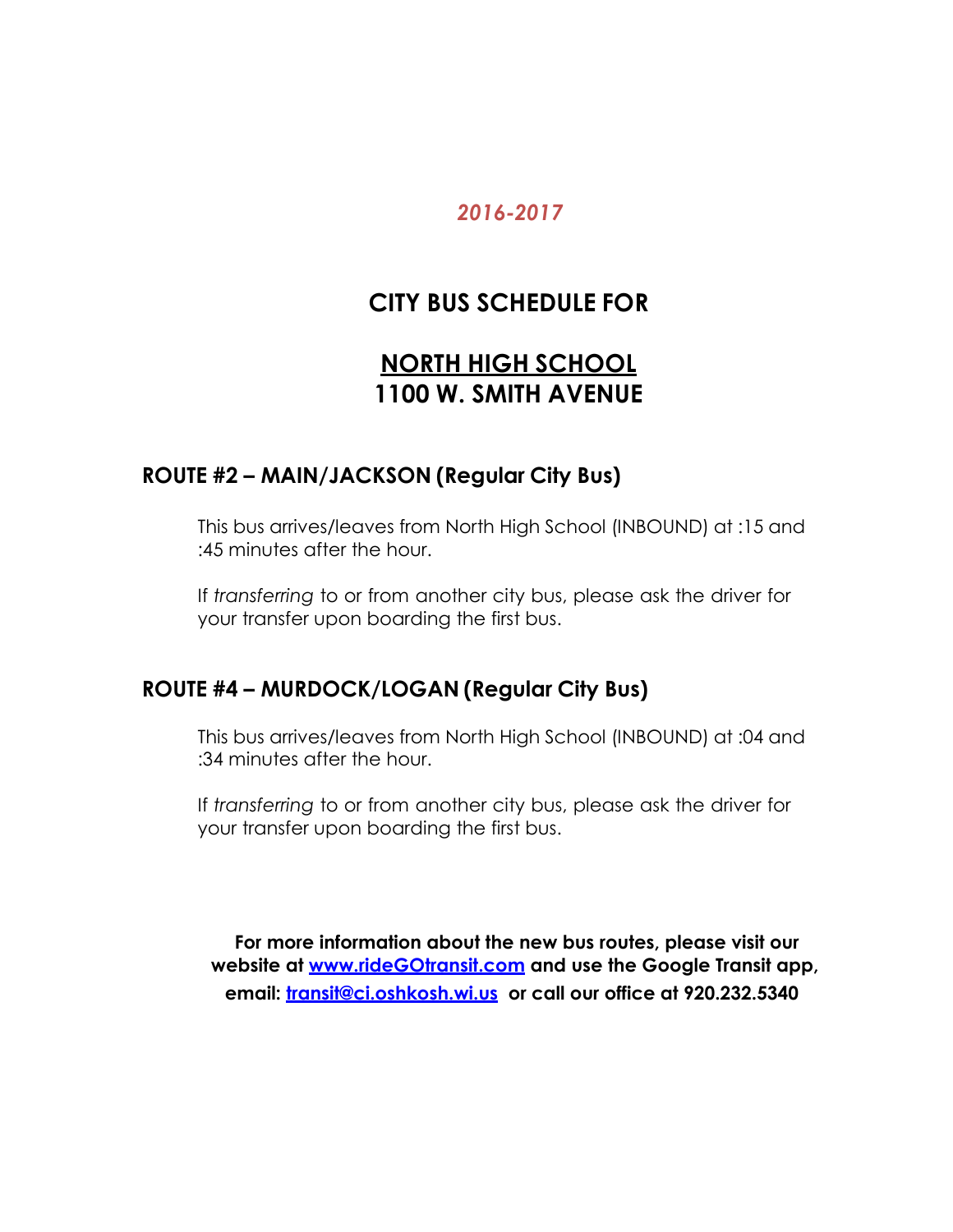*2016-2017*

# CITY BUS SCHEDULE FOR

# NORTH HIGH SCHOOL
# 1100 W. SMITH AVENUE

## ROUTE #2 – MAIN/JACKSON (Regular City Bus)

This bus arrives/leaves from North High School (INBOUND) at :15 and :45 minutes after the hour.

If *transferring* to or from another city bus, please ask the driver for your transfer upon boarding the first bus.

## ROUTE #4 – MURDOCK/LOGAN (Regular City Bus)

This bus arrives/leaves from North High School (INBOUND) at :04 and :34 minutes after the hour.

If *transferring* to or from another city bus, please ask the driver for your transfer upon boarding the first bus.

**For more information about the new bus routes, please visit our website at [www.rideGOtransit.com](http://www.rideGOtransit.com) and use the Google Transit app, email: [transit@ci.oshkosh.wi.us](mailto:transit@ci.oshkosh.wi.us) or call our office at 920.232.5340**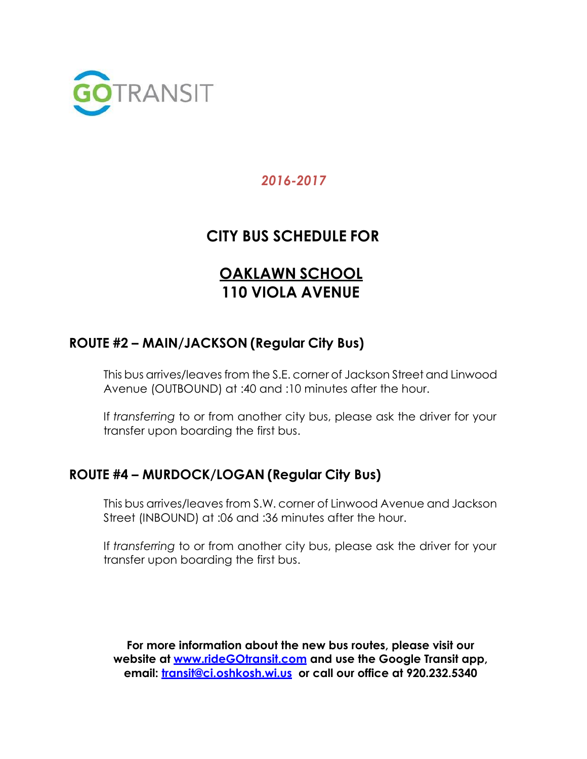GOTRANSIT

*2016-2017*

# CITY BUS SCHEDULE FOR

# OAKLAWN SCHOOL
# 110 VIOLA AVENUE

## ROUTE #2 – MAIN/JACKSON (Regular City Bus)

This bus arrives/leaves from the S.E. corner of Jackson Street and Linwood Avenue (OUTBOUND) at :40 and :10 minutes after the hour.

If *transferring* to or from another city bus, please ask the driver for your transfer upon boarding the first bus.

## ROUTE #4 – MURDOCK/LOGAN (Regular City Bus)

This bus arrives/leaves from S.W. corner of Linwood Avenue and Jackson Street (INBOUND) at :06 and :36 minutes after the hour.

If *transferring* to or from another city bus, please ask the driver for your transfer upon boarding the first bus.

**For more information about the new bus routes, please visit our website at [www.rideGOtransit.com](http://www.rideGOtransit.com) and use the Google Transit app, email: [transit@ci.oshkosh.wi.us](mailto:transit@ci.oshkosh.wi.us) or call our office at 920.232.5340**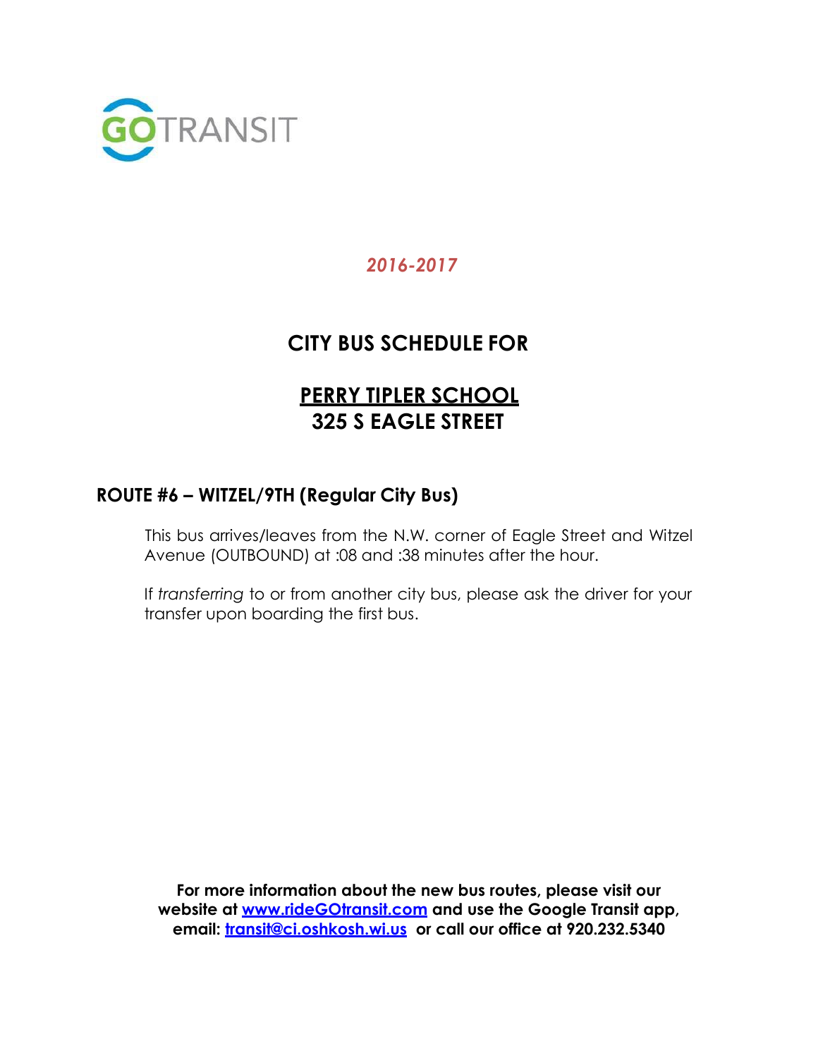GOTRANSIT

*2016-2017*

# CITY BUS SCHEDULE FOR

# PERRY TIPLER SCHOOL
# 325 S EAGLE STREET

## ROUTE #6 – WITZEL/9TH (Regular City Bus)

This bus arrives/leaves from the N.W. corner of Eagle Street and Witzel Avenue (OUTBOUND) at :08 and :38 minutes after the hour.

If *transferring* to or from another city bus, please ask the driver for your transfer upon boarding the first bus.

**For more information about the new bus routes, please visit our website at [www.rideGOtransit.com](http://www.rideGOtransit.com) and use the Google Transit app, email: [transit@ci.oshkosh.wi.us](mailto:transit@ci.oshkosh.wi.us) or call our office at 920.232.5340**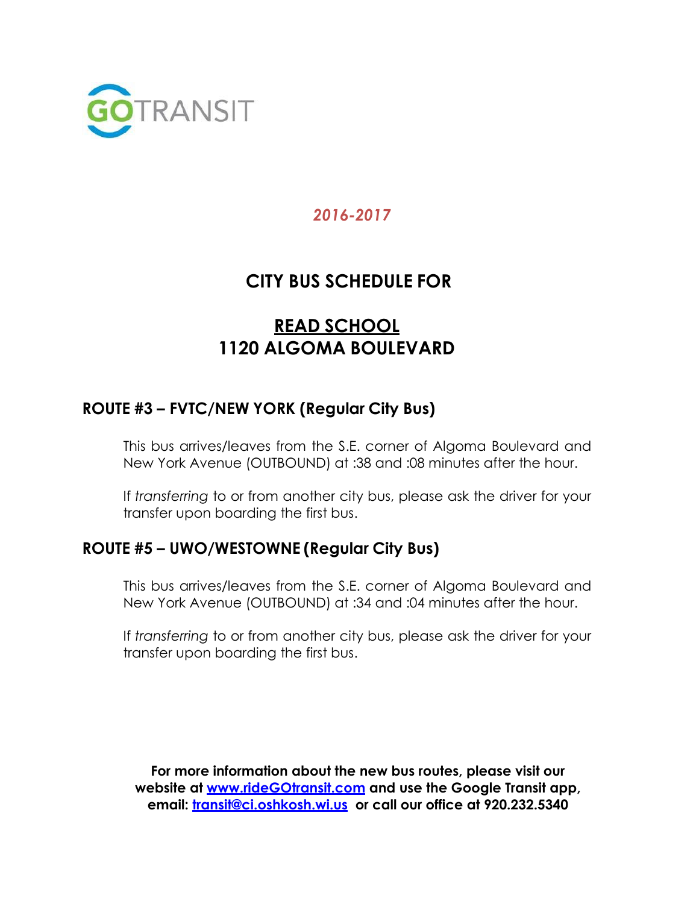GOTRANSIT

*2016-2017*

# CITY BUS SCHEDULE FOR

# READ SCHOOL
# 1120 ALGOMA BOULEVARD

## ROUTE #3 – FVTC/NEW YORK (Regular City Bus)

This bus arrives/leaves from the S.E. corner of Algoma Boulevard and New York Avenue (OUTBOUND) at :38 and :08 minutes after the hour.

If *transferring* to or from another city bus, please ask the driver for your transfer upon boarding the first bus.

## ROUTE #5 – UWO/WESTOWNE (Regular City Bus)

This bus arrives/leaves from the S.E. corner of Algoma Boulevard and New York Avenue (OUTBOUND) at :34 and :04 minutes after the hour.

If *transferring* to or from another city bus, please ask the driver for your transfer upon boarding the first bus.

**For more information about the new bus routes, please visit our website at [www.rideGOtransit.com](http://www.rideGOtransit.com) and use the Google Transit app, email: [transit@ci.oshkosh.wi.us](mailto:transit@ci.oshkosh.wi.us) or call our office at 920.232.5340**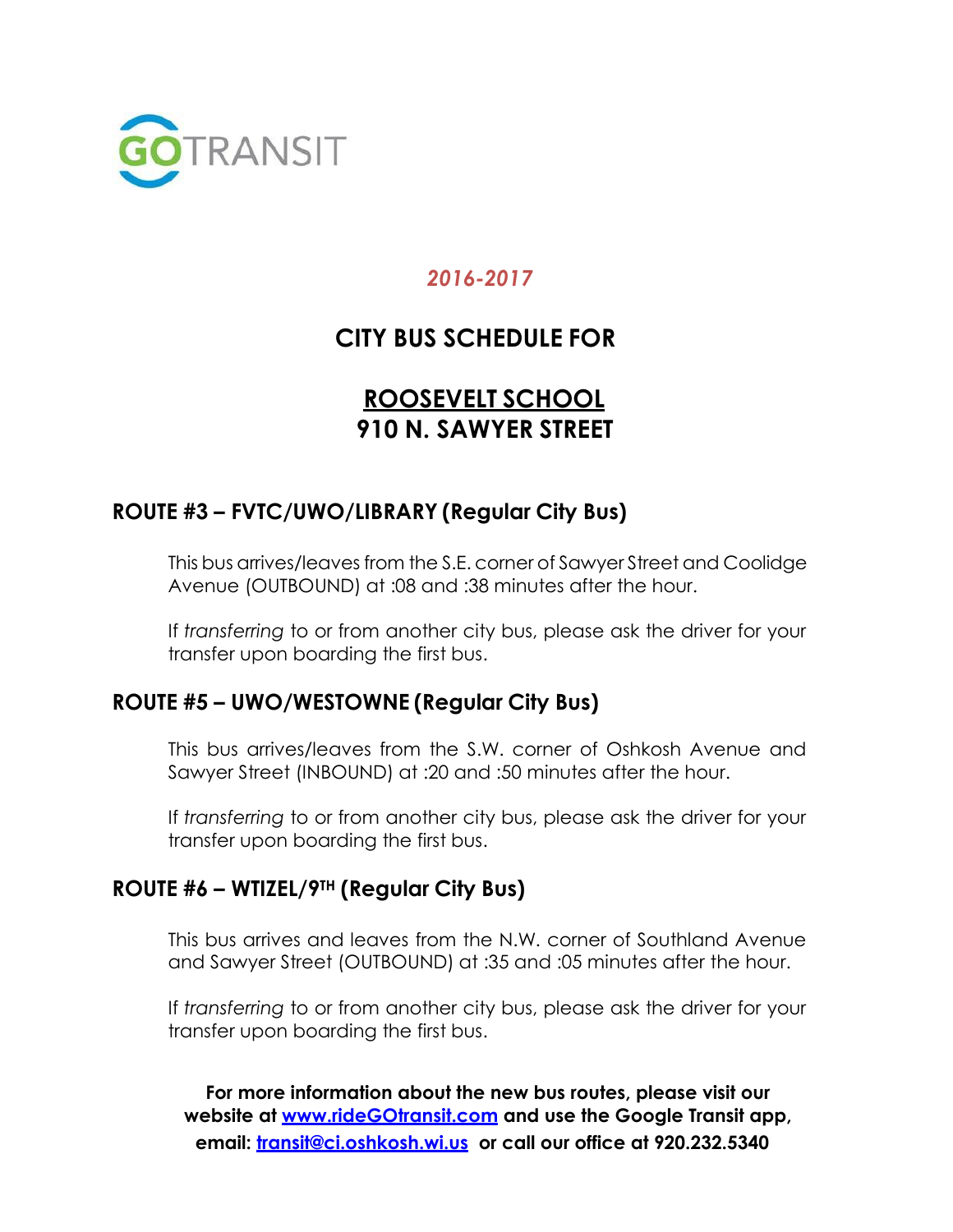GOTRANSIT

*2016-2017*

## CITY BUS SCHEDULE FOR

## ROOSEVELT SCHOOL
## 910 N. SAWYER STREET

### ROUTE #3 – FVTC/UWO/LIBRARY (Regular City Bus)

This bus arrives/leaves from the S.E. corner of Sawyer Street and Coolidge Avenue (OUTBOUND) at :08 and :38 minutes after the hour.

If *transferring* to or from another city bus, please ask the driver for your transfer upon boarding the first bus.

### ROUTE #5 – UWO/WESTOWNE (Regular City Bus)

This bus arrives/leaves from the S.W. corner of Oshkosh Avenue and Sawyer Street (INBOUND) at :20 and :50 minutes after the hour.

If *transferring* to or from another city bus, please ask the driver for your transfer upon boarding the first bus.

### ROUTE #6 – WTIZEL/9TH (Regular City Bus)

This bus arrives and leaves from the N.W. corner of Southland Avenue and Sawyer Street (OUTBOUND) at :35 and :05 minutes after the hour.

If *transferring* to or from another city bus, please ask the driver for your transfer upon boarding the first bus.

**For more information about the new bus routes, please visit our website at [www.rideGOtransit.com](http://www.rideGOtransit.com) and use the Google Transit app, email: [transit@ci.oshkosh.wi.us](mailto:transit@ci.oshkosh.wi.us) or call our office at 920.232.5340**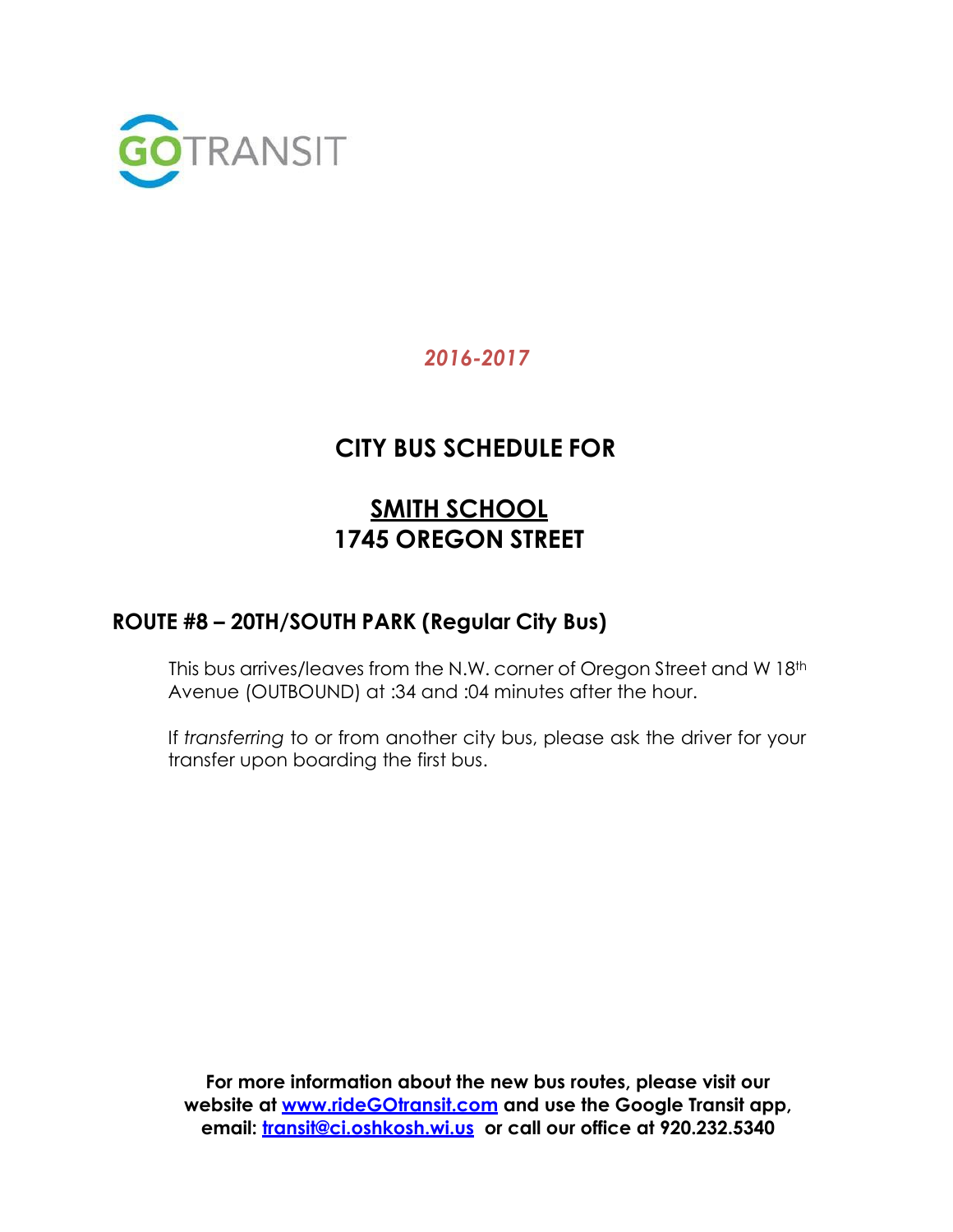GOTRANSIT

*2016-2017*

# CITY BUS SCHEDULE FOR

# SMITH SCHOOL
# 1745 OREGON STREET

## ROUTE #8 – 20TH/SOUTH PARK (Regular City Bus)

This bus arrives/leaves from the N.W. corner of Oregon Street and W 18th Avenue (OUTBOUND) at :34 and :04 minutes after the hour.

If *transferring* to or from another city bus, please ask the driver for your transfer upon boarding the first bus.

**For more information about the new bus routes, please visit our website at [www.rideGOtransit.com](http://www.rideGOtransit.com) and use the Google Transit app, email: [transit@ci.oshkosh.wi.us](mailto:transit@ci.oshkosh.wi.us) or call our office at 920.232.5340**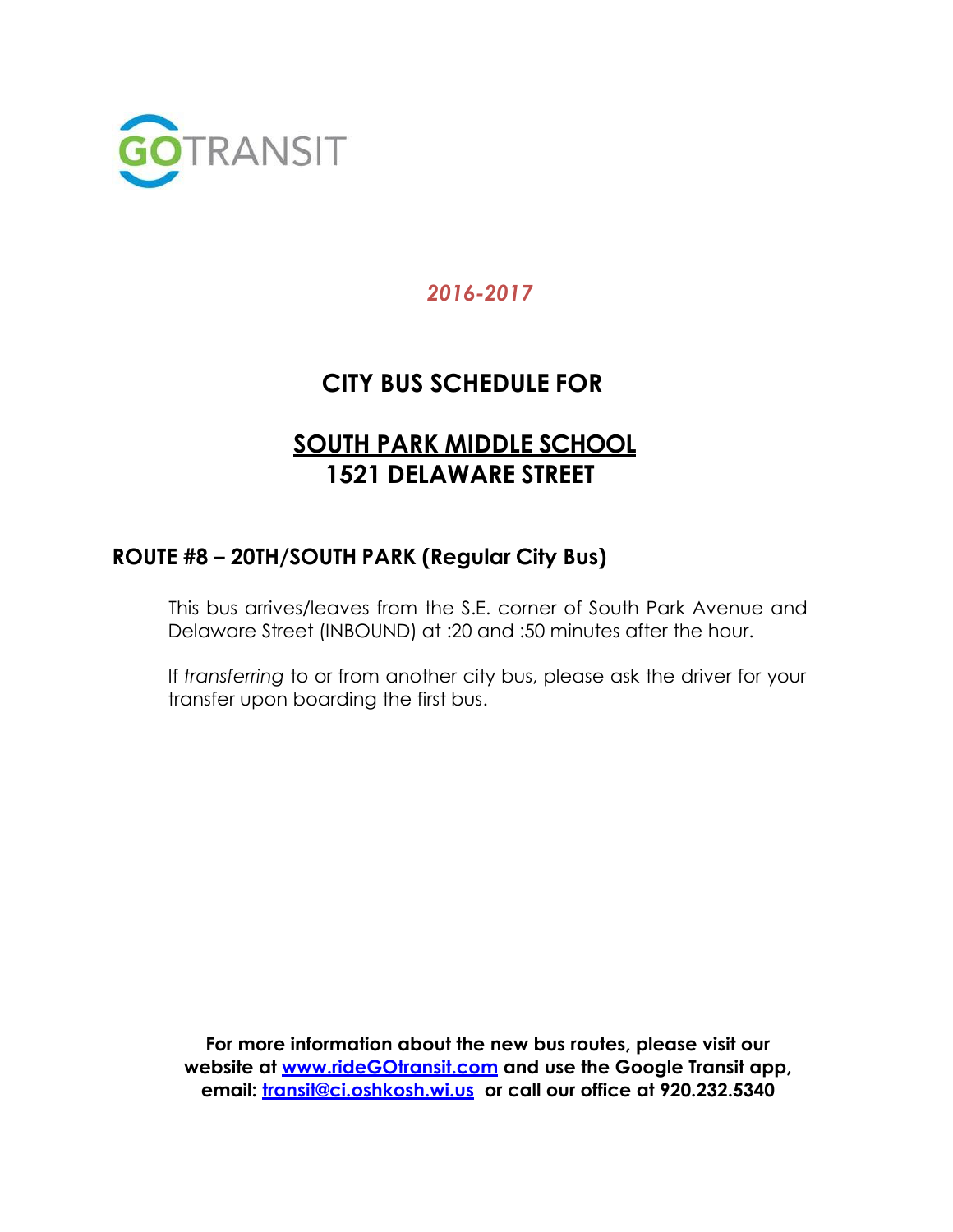GOTRANSIT

*2016-2017*

# CITY BUS SCHEDULE FOR

# SOUTH PARK MIDDLE SCHOOL
# 1521 DELAWARE STREET

## ROUTE #8 – 20TH/SOUTH PARK (Regular City Bus)

This bus arrives/leaves from the S.E. corner of South Park Avenue and Delaware Street (INBOUND) at :20 and :50 minutes after the hour.

If *transferring* to or from another city bus, please ask the driver for your transfer upon boarding the first bus.

**For more information about the new bus routes, please visit our website at [www.rideGOtransit.com](http://www.rideGOtransit.com) and use the Google Transit app, email: [transit@ci.oshkosh.wi.us](mailto:transit@ci.oshkosh.wi.us) or call our office at 920.232.5340**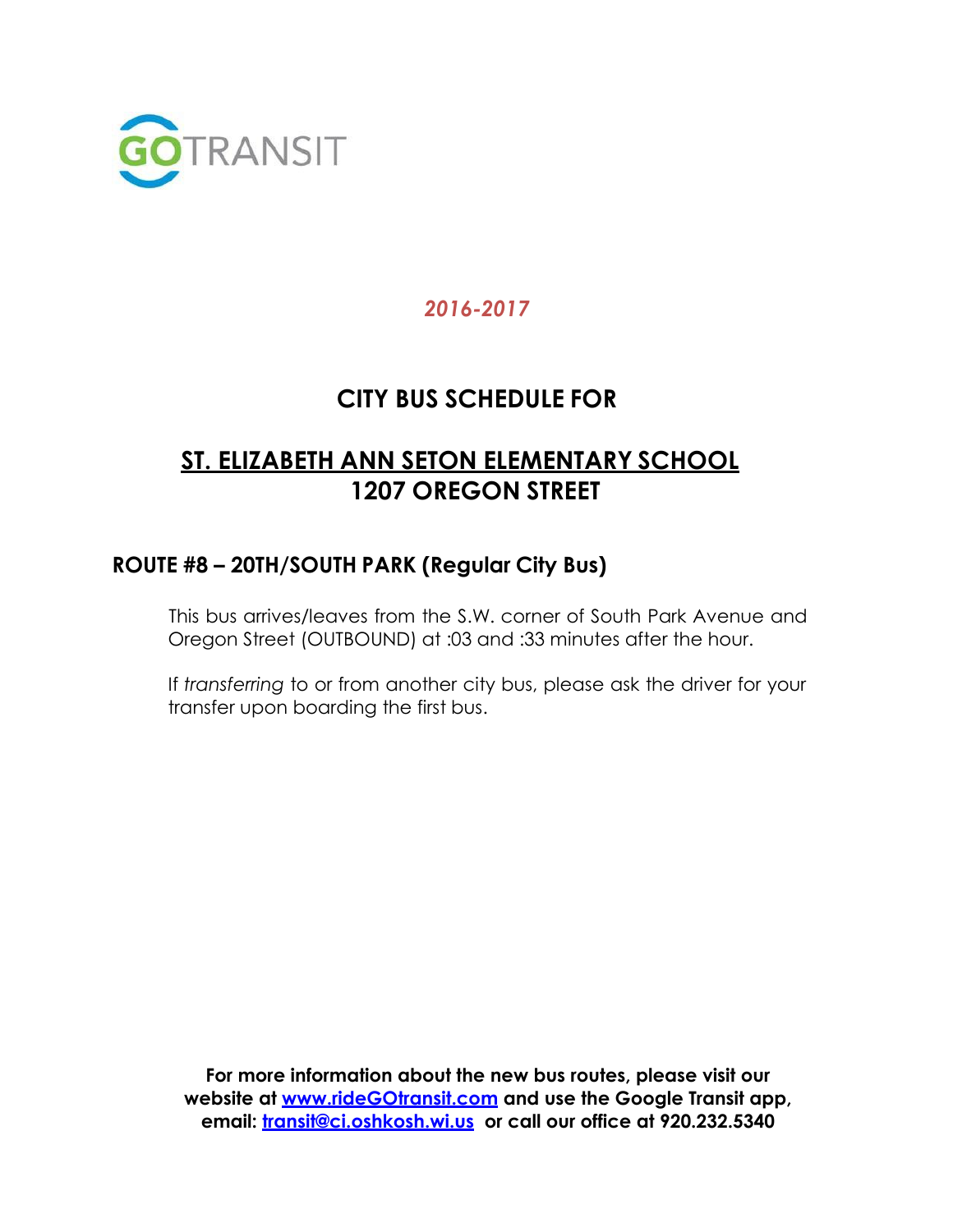GOTRANSIT

*2016-2017*

## CITY BUS SCHEDULE FOR

## ST. ELIZABETH ANN SETON ELEMENTARY SCHOOL
## 1207 OREGON STREET

### ROUTE #8 – 20TH/SOUTH PARK (Regular City Bus)

This bus arrives/leaves from the S.W. corner of South Park Avenue and Oregon Street (OUTBOUND) at :03 and :33 minutes after the hour.

If *transferring* to or from another city bus, please ask the driver for your transfer upon boarding the first bus.

**For more information about the new bus routes, please visit our website at www.rideGOtransit.com and use the Google Transit app, email: transit@ci.oshkosh.wi.us or call our office at 920.232.5340**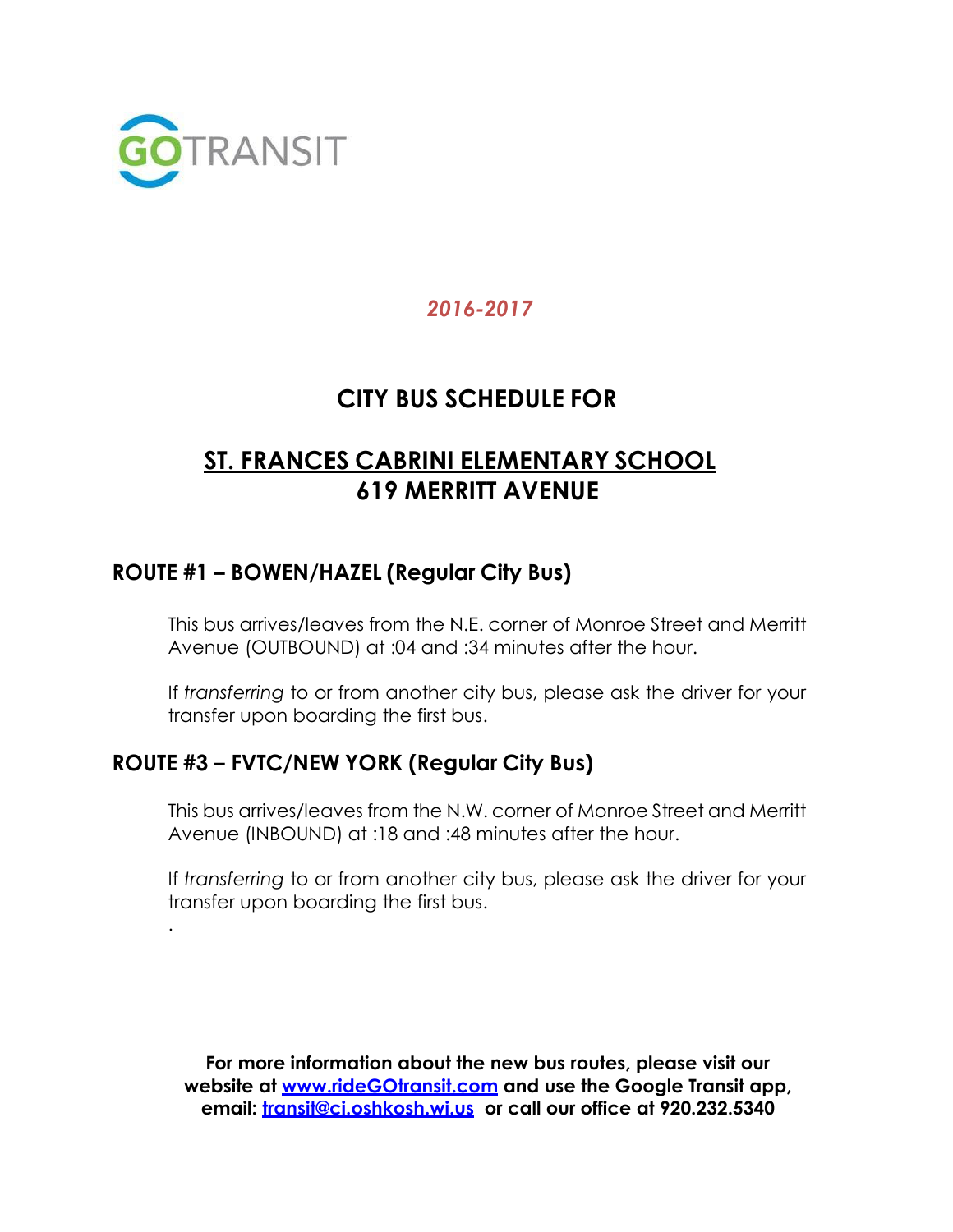GOTRANSIT

*2016-2017*

# CITY BUS SCHEDULE FOR

# ST. FRANCES CABRINI ELEMENTARY SCHOOL
# 619 MERRITT AVENUE

## ROUTE #1 – BOWEN/HAZEL (Regular City Bus)

This bus arrives/leaves from the N.E. corner of Monroe Street and Merritt Avenue (OUTBOUND) at :04 and :34 minutes after the hour.

If *transferring* to or from another city bus, please ask the driver for your transfer upon boarding the first bus.

## ROUTE #3 – FVTC/NEW YORK (Regular City Bus)

This bus arrives/leaves from the N.W. corner of Monroe Street and Merritt Avenue (INBOUND) at :18 and :48 minutes after the hour.

If *transferring* to or from another city bus, please ask the driver for your transfer upon boarding the first bus.

.

**For more information about the new bus routes, please visit our website at [www.rideGOtransit.com](http://www.rideGOtransit.com) and use the Google Transit app, email: [transit@ci.oshkosh.wi.us](mailto:transit@ci.oshkosh.wi.us) or call our office at 920.232.5340**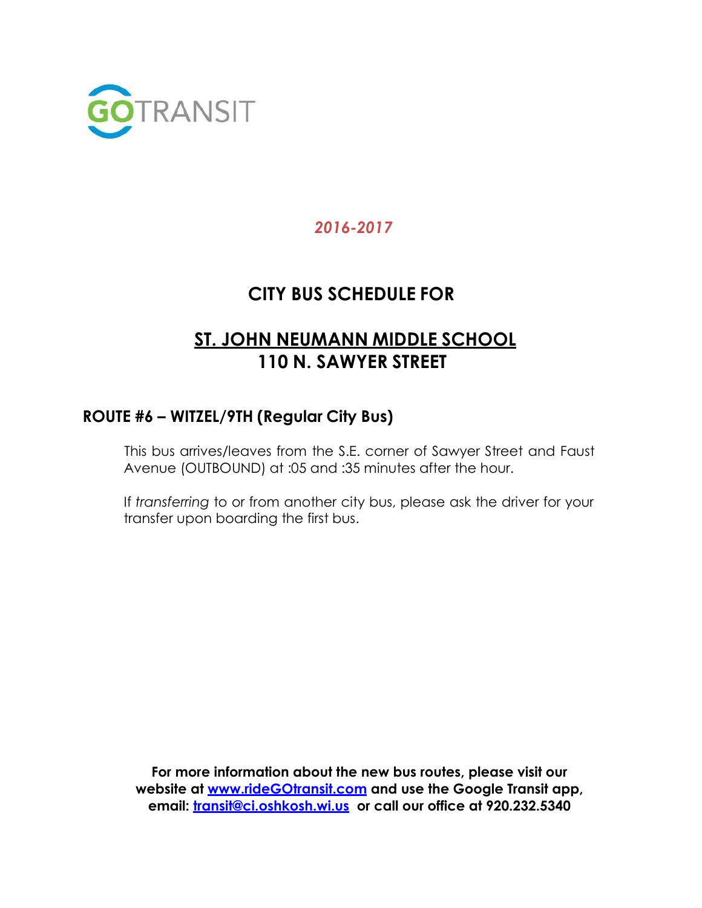GOTRANSIT

*2016-2017*

## CITY BUS SCHEDULE FOR

## ST. JOHN NEUMANN MIDDLE SCHOOL
## 110 N. SAWYER STREET

### ROUTE #6 – WITZEL/9TH (Regular City Bus)

This bus arrives/leaves from the S.E. corner of Sawyer Street and Faust Avenue (OUTBOUND) at :05 and :35 minutes after the hour.

If *transferring* to or from another city bus, please ask the driver for your transfer upon boarding the first bus.

**For more information about the new bus routes, please visit our website at [www.rideGOtransit.com](http://www.rideGOtransit.com) and use the Google Transit app, email: [transit@ci.oshkosh.wi.us](mailto:transit@ci.oshkosh.wi.us) or call our office at 920.232.5340**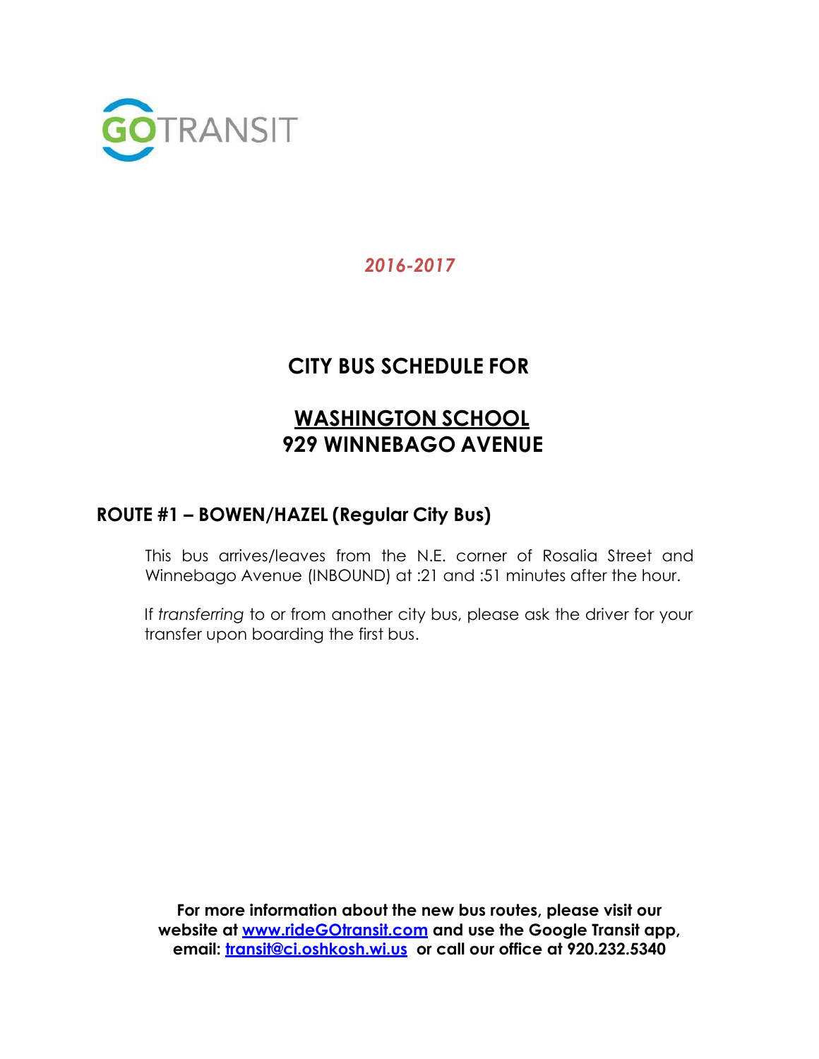GOTRANSIT

*2016-2017*

# CITY BUS SCHEDULE FOR

# WASHINGTON SCHOOL
# 929 WINNEBAGO AVENUE

## ROUTE #1 – BOWEN/HAZEL (Regular City Bus)

This bus arrives/leaves from the N.E. corner of Rosalia Street and Winnebago Avenue (INBOUND) at :21 and :51 minutes after the hour.

If *transferring* to or from another city bus, please ask the driver for your transfer upon boarding the first bus.

**For more information about the new bus routes, please visit our website at [www.rideGOtransit.com](http://www.rideGOtransit.com) and use the Google Transit app, email: [transit@ci.oshkosh.wi.us](mailto:transit@ci.oshkosh.wi.us) or call our office at 920.232.5340**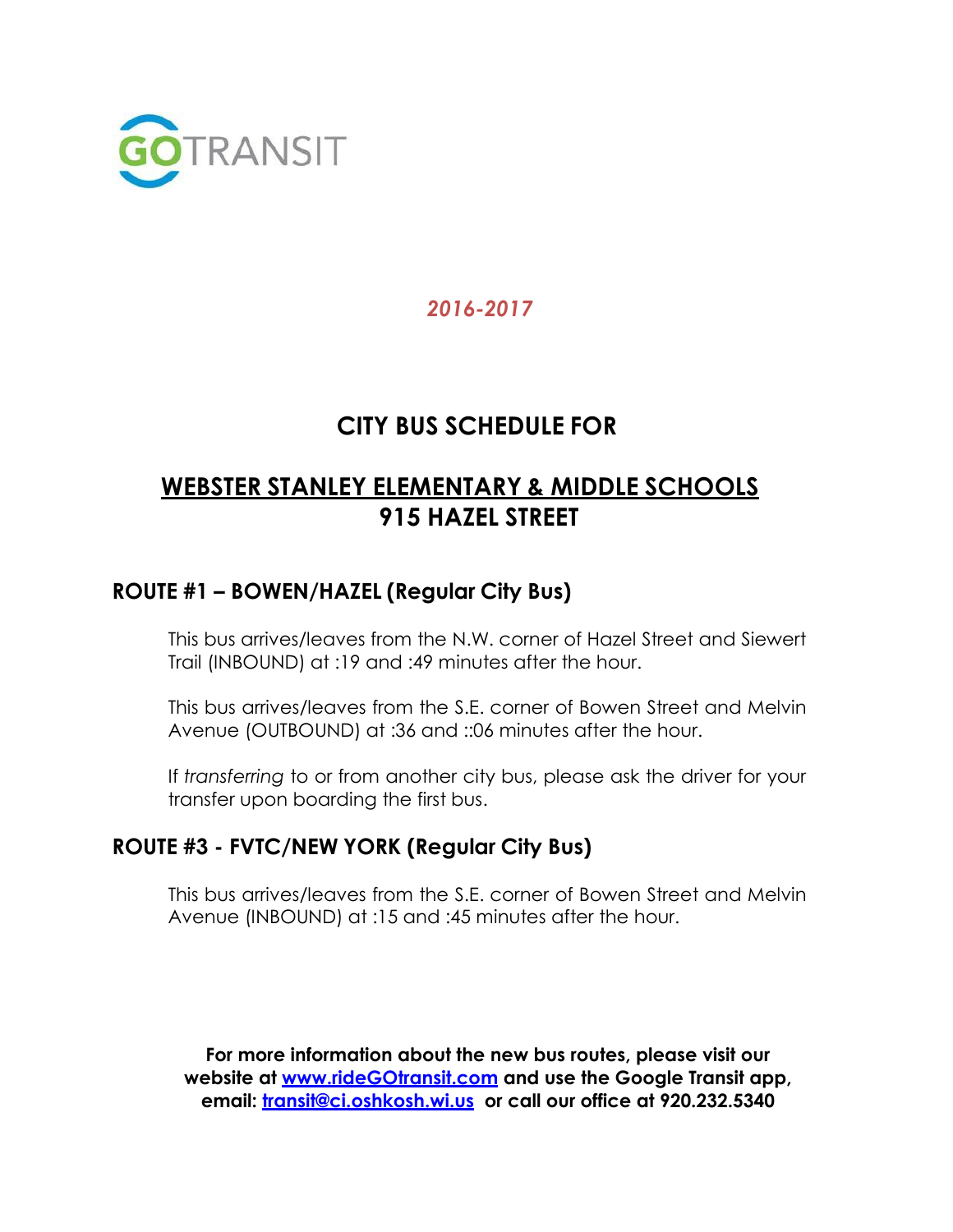GOTRANSIT

*2016-2017*

# CITY BUS SCHEDULE FOR

# WEBSTER STANLEY ELEMENTARY & MIDDLE SCHOOLS
# 915 HAZEL STREET

## ROUTE #1 – BOWEN/HAZEL (Regular City Bus)

This bus arrives/leaves from the N.W. corner of Hazel Street and Siewert Trail (INBOUND) at :19 and :49 minutes after the hour.

This bus arrives/leaves from the S.E. corner of Bowen Street and Melvin Avenue (OUTBOUND) at :36 and ::06 minutes after the hour.

If *transferring* to or from another city bus, please ask the driver for your transfer upon boarding the first bus.

## ROUTE #3 - FVTC/NEW YORK (Regular City Bus)

This bus arrives/leaves from the S.E. corner of Bowen Street and Melvin Avenue (INBOUND) at :15 and :45 minutes after the hour.

**For more information about the new bus routes, please visit our website at [www.rideGOtransit.com](http://www.rideGOtransit.com) and use the Google Transit app, email: [transit@ci.oshkosh.wi.us](mailto:transit@ci.oshkosh.wi.us) or call our office at 920.232.5340**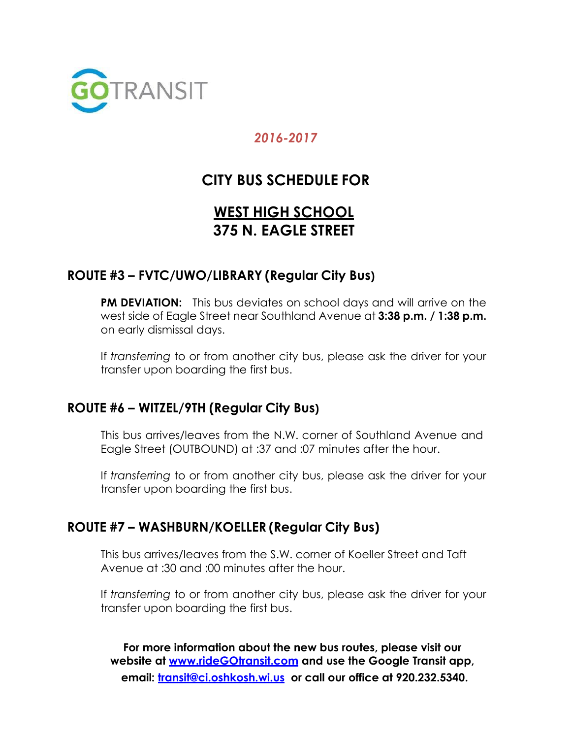GOTRANSIT

*2016-2017*

# CITY BUS SCHEDULE FOR

# WEST HIGH SCHOOL
# 375 N. EAGLE STREET

## ROUTE #3 – FVTC/UWO/LIBRARY (Regular City Bus)

**PM DEVIATION:** This bus deviates on school days and will arrive on the west side of Eagle Street near Southland Avenue at **3:38 p.m. / 1:38 p.m.** on early dismissal days.

If *transferring* to or from another city bus, please ask the driver for your transfer upon boarding the first bus.

## ROUTE #6 – WITZEL/9TH (Regular City Bus)

This bus arrives/leaves from the N.W. corner of Southland Avenue and Eagle Street (OUTBOUND) at :37 and :07 minutes after the hour.

If *transferring* to or from another city bus, please ask the driver for your transfer upon boarding the first bus.

## ROUTE #7 – WASHBURN/KOELLER (Regular City Bus)

This bus arrives/leaves from the S.W. corner of Koeller Street and Taft Avenue at :30 and :00 minutes after the hour.

If *transferring* to or from another city bus, please ask the driver for your transfer upon boarding the first bus.

**For more information about the new bus routes, please visit our website at [www.rideGOtransit.com](http://www.rideGOtransit.com) and use the Google Transit app, email: [transit@ci.oshkosh.wi.us](mailto:transit@ci.oshkosh.wi.us) or call our office at 920.232.5340.**